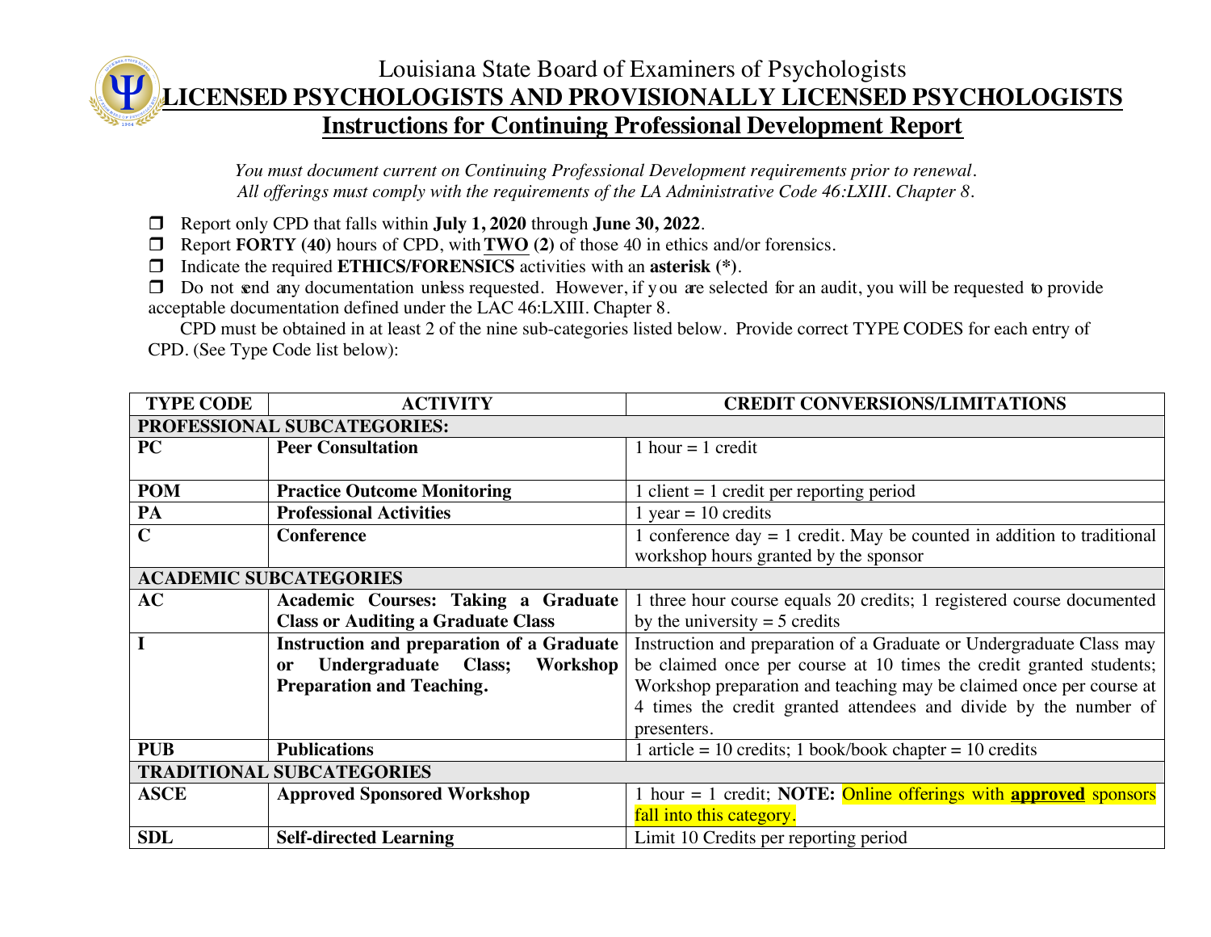# Louisiana State Board of Examiners of Psychologists

## LICENSED PSYCHOLOGISTS AND PROVISIONALLY LICENSED PSYCHOLOGISTS

## Instructions for Continuing Professional Development Report

*You must document current on Continuing Professional Development requirements prior to renewal.*
*All offerings must comply with the requirements of the LA Administrative Code 46:LXIII. Chapter 8.*

- ❒ Report only CPD that falls within **July 1, 2020** through **June 30, 2022**.
- ❒ Report **FORTY (40)** hours of CPD, with **TWO (2)** of those 40 in ethics and/or forensics.
- ❒ Indicate the required **ETHICS/FORENSICS** activities with an **asterisk (*)**.
- ❒ Do not send any documentation unless requested. However, if you are selected for an audit, you will be requested to provide acceptable documentation defined under the LAC 46:LXIII. Chapter 8.

CPD must be obtained in at least 2 of the nine sub-categories listed below. Provide correct TYPE CODES for each entry of CPD. (See Type Code list below):

| TYPE CODE | ACTIVITY | CREDIT CONVERSIONS/LIMITATIONS |
|---|---|---|
| **PROFESSIONAL SUBCATEGORIES:** | | |
| **PC** | **Peer Consultation** | 1 hour = 1 credit |
| **POM** | **Practice Outcome Monitoring** | 1 client = 1 credit per reporting period |
| **PA** | **Professional Activities** | 1 year = 10 credits |
| **C** | **Conference** | 1 conference day = 1 credit. May be counted in addition to traditional workshop hours granted by the sponsor |
| **ACADEMIC SUBCATEGORIES** | | |
| **AC** | **Academic Courses: Taking a Graduate Class or Auditing a Graduate Class** | 1 three hour course equals 20 credits; 1 registered course documented by the university = 5 credits |
| **I** | **Instruction and preparation of a Graduate or Undergraduate Class; Workshop Preparation and Teaching.** | Instruction and preparation of a Graduate or Undergraduate Class may be claimed once per course at 10 times the credit granted students; Workshop preparation and teaching may be claimed once per course at 4 times the credit granted attendees and divide by the number of presenters. |
| **PUB** | **Publications** | 1 article = 10 credits; 1 book/book chapter = 10 credits |
| **TRADITIONAL SUBCATEGORIES** | | |
| **ASCE** | **Approved Sponsored Workshop** | 1 hour = 1 credit; **NOTE:** Online offerings with **approved** sponsors fall into this category. |
| **SDL** | **Self-directed Learning** | Limit 10 Credits per reporting period |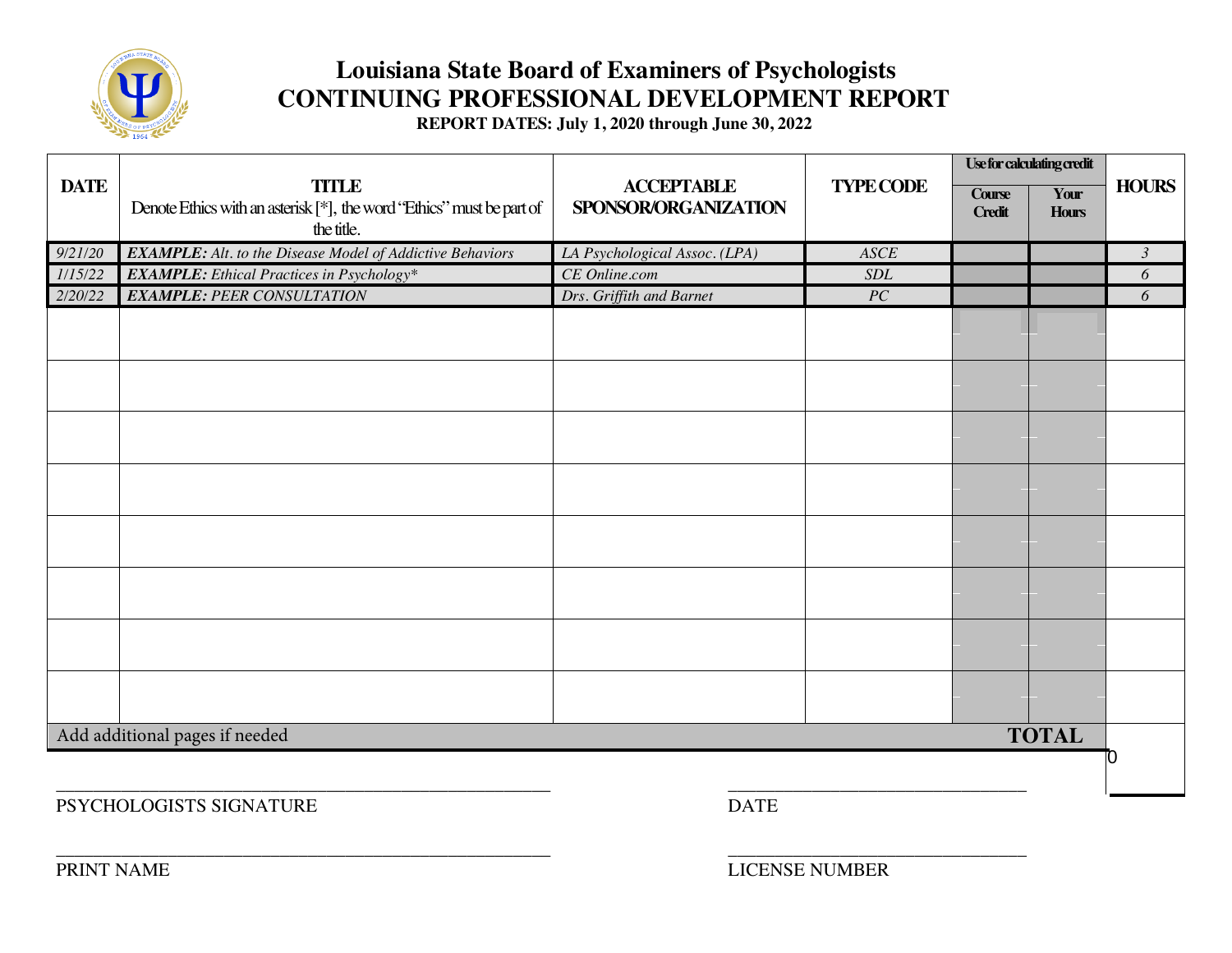# Louisiana State Board of Examiners of Psychologists
## CONTINUING PROFESSIONAL DEVELOPMENT REPORT

**REPORT DATES: July 1, 2020 through June 30, 2022**

| DATE | TITLE<br>Denote Ethics with an asterisk [*], the word "Ethics" must be part of the title. | ACCEPTABLE SPONSOR/ORGANIZATION | TYPE CODE | Use for calculating credit | | HOURS |
|---|---|---|---|---|---|---|
| | | | | Course Credit | Your Hours | |
| *9/21/20* | ***EXAMPLE:*** *Alt. to the Disease Model of Addictive Behaviors* | *LA Psychological Assoc. (LPA)* | *ASCE* | | | *3* |
| *1/15/22* | ***EXAMPLE:*** *Ethical Practices in Psychology** | *CE Online.com* | *SDL* | | | *6* |
| *2/20/22* | ***EXAMPLE:*** *PEER CONSULTATION* | *Drs. Griffith and Barnet* | *PC* | | | *6* |
| | | | | | | |
| | | | | | | |
| | | | | | | |
| | | | | | | |
| | | | | | | |
| | | | | | | |
| | | | | | | |
| | | | | | | |
| Add additional pages if needed | | | | | **TOTAL** | 0 |

\_\_\_\_\_\_\_\_\_\_\_\_\_\_\_\_\_\_\_\_\_\_\_\_\_\_\_\_\_\_\_\_\_\_\_\_\_\_\_\_\_\_\_\_\_\_\_\_\_\_\_\_\_\_\_\_\_
PSYCHOLOGISTS SIGNATURE

\_\_\_\_\_\_\_\_\_\_\_\_\_\_\_\_\_\_\_\_\_\_\_\_\_\_\_\_\_\_\_\_\_\_
DATE

\_\_\_\_\_\_\_\_\_\_\_\_\_\_\_\_\_\_\_\_\_\_\_\_\_\_\_\_\_\_\_\_\_\_\_\_\_\_\_\_\_\_\_\_\_\_\_\_\_\_\_\_\_\_\_\_\_
PRINT NAME

\_\_\_\_\_\_\_\_\_\_\_\_\_\_\_\_\_\_\_\_\_\_\_\_\_\_\_\_\_\_\_\_\_\_
LICENSE NUMBER